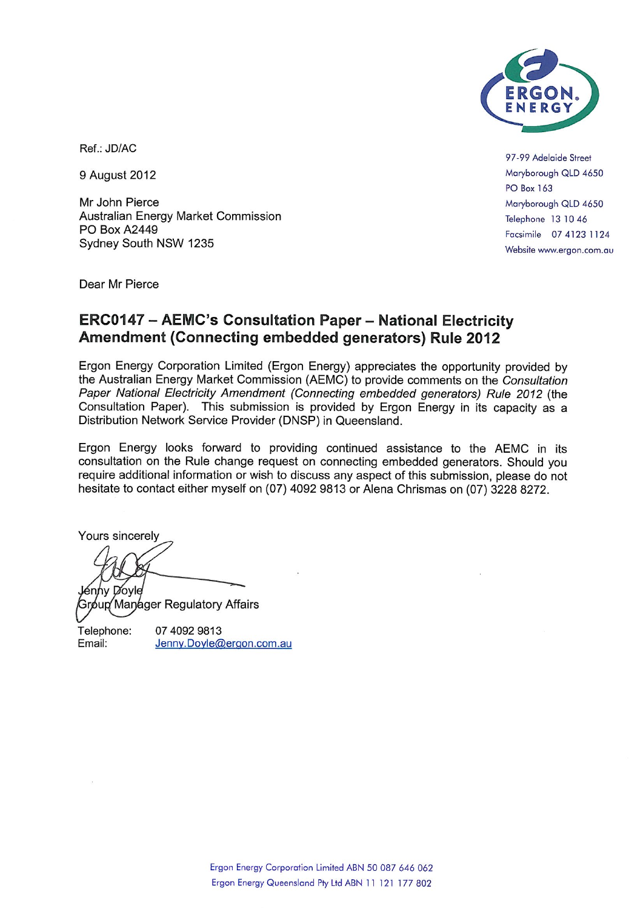ERGON ENERGY

97-99 Adelaide Street
Maryborough QLD 4650
PO Box 163
Maryborough QLD 4650
Telephone 13 10 46
Facsimile 07 4123 1124
Website www.ergon.com.au

Ref.: JD/AC

9 August 2012

Mr John Pierce
Australian Energy Market Commission
PO Box A2449
Sydney South NSW 1235

Dear Mr Pierce

## ERC0147 – AEMC's Consultation Paper – National Electricity Amendment (Connecting embedded generators) Rule 2012

Ergon Energy Corporation Limited (Ergon Energy) appreciates the opportunity provided by the Australian Energy Market Commission (AEMC) to provide comments on the *Consultation Paper National Electricity Amendment (Connecting embedded generators) Rule 2012* (the Consultation Paper). This submission is provided by Ergon Energy in its capacity as a Distribution Network Service Provider (DNSP) in Queensland.

Ergon Energy looks forward to providing continued assistance to the AEMC in its consultation on the Rule change request on connecting embedded generators. Should you require additional information or wish to discuss any aspect of this submission, please do not hesitate to contact either myself on (07) 4092 9813 or Alena Chrismas on (07) 3228 8272.

Yours sincerely

Jenny Doyle
Group Manager Regulatory Affairs

Telephone: 07 4092 9813
Email: Jenny.Doyle@ergon.com.au

Ergon Energy Corporation Limited ABN 50 087 646 062
Ergon Energy Queensland Pty Ltd ABN 11 121 177 802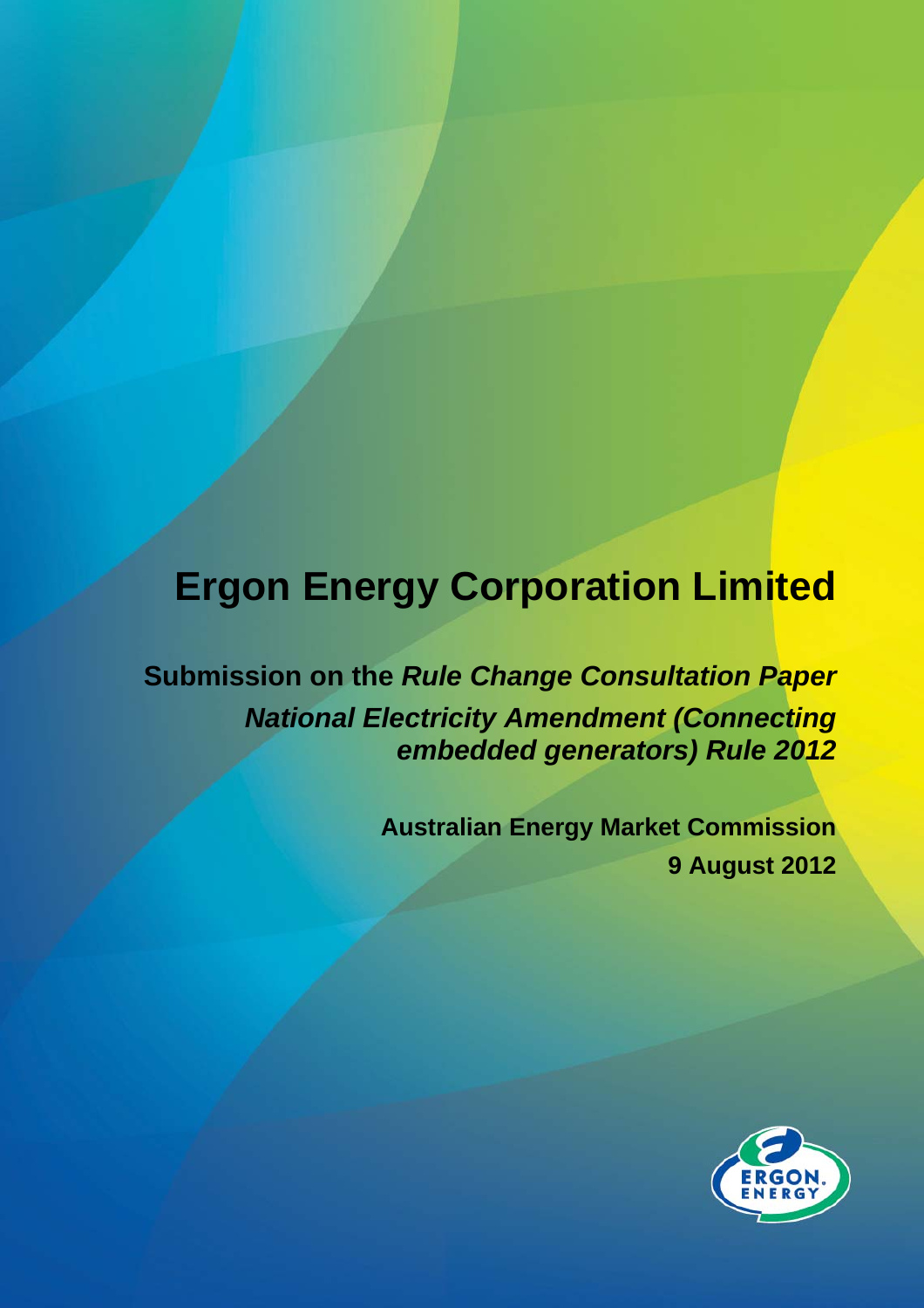# Ergon Energy Corporation Limited

**Submission on the *Rule Change Consultation Paper***

***National Electricity Amendment (Connecting embedded generators) Rule 2012***

**Australian Energy Market Commission**

**9 August 2012**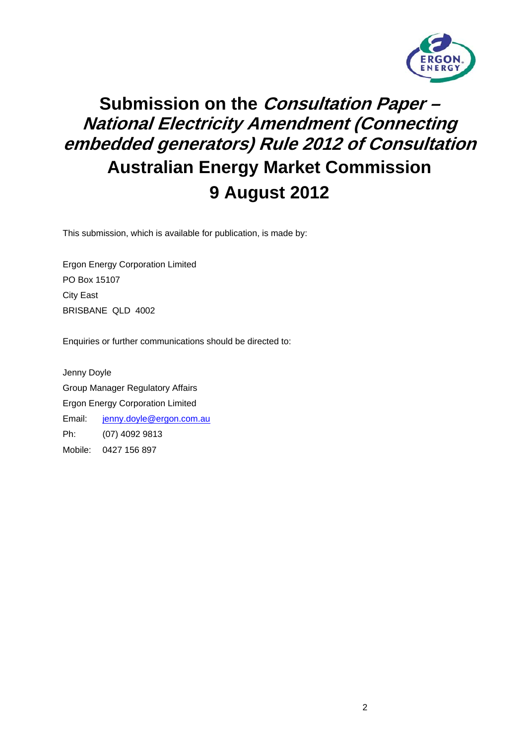# Submission on the *Consultation Paper – National Electricity Amendment (Connecting embedded generators) Rule 2012 of Consultation* Australian Energy Market Commission 9 August 2012

This submission, which is available for publication, is made by:

Ergon Energy Corporation Limited
PO Box 15107
City East
BRISBANE QLD 4002

Enquiries or further communications should be directed to:

Jenny Doyle
Group Manager Regulatory Affairs
Ergon Energy Corporation Limited
Email: jenny.doyle@ergon.com.au
Ph: (07) 4092 9813
Mobile: 0427 156 897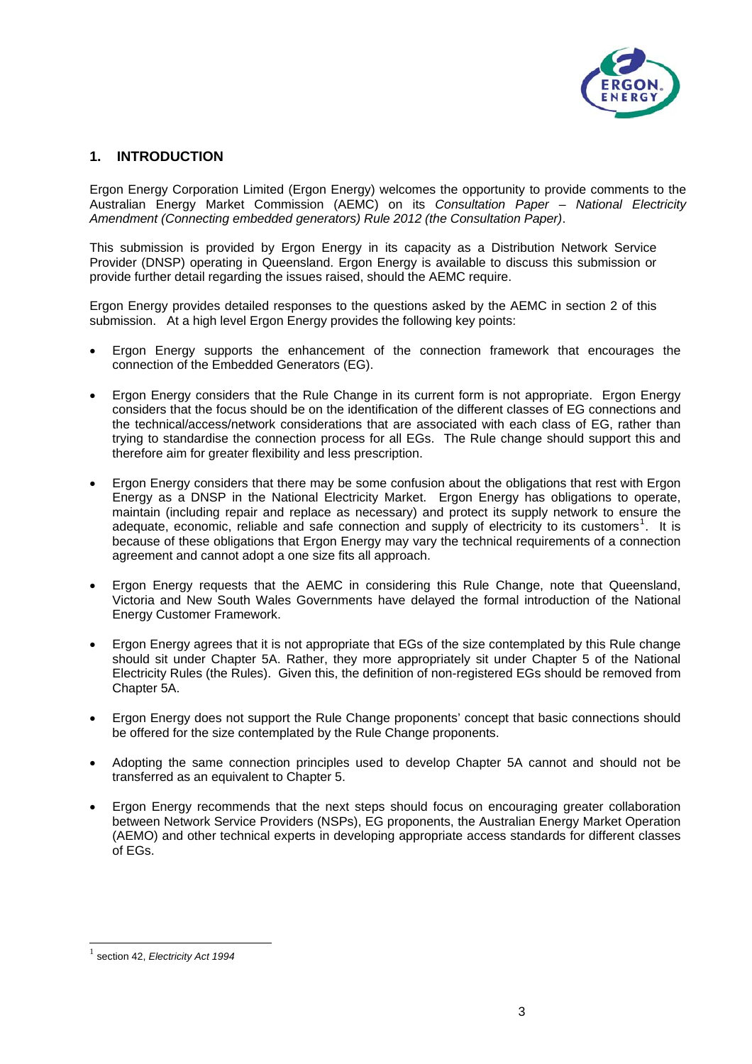## 1. INTRODUCTION

Ergon Energy Corporation Limited (Ergon Energy) welcomes the opportunity to provide comments to the Australian Energy Market Commission (AEMC) on its *Consultation Paper – National Electricity Amendment (Connecting embedded generators) Rule 2012 (the Consultation Paper)*.

This submission is provided by Ergon Energy in its capacity as a Distribution Network Service Provider (DNSP) operating in Queensland. Ergon Energy is available to discuss this submission or provide further detail regarding the issues raised, should the AEMC require.

Ergon Energy provides detailed responses to the questions asked by the AEMC in section 2 of this submission. At a high level Ergon Energy provides the following key points:

- Ergon Energy supports the enhancement of the connection framework that encourages the connection of the Embedded Generators (EG).
- Ergon Energy considers that the Rule Change in its current form is not appropriate. Ergon Energy considers that the focus should be on the identification of the different classes of EG connections and the technical/access/network considerations that are associated with each class of EG, rather than trying to standardise the connection process for all EGs. The Rule change should support this and therefore aim for greater flexibility and less prescription.
- Ergon Energy considers that there may be some confusion about the obligations that rest with Ergon Energy as a DNSP in the National Electricity Market. Ergon Energy has obligations to operate, maintain (including repair and replace as necessary) and protect its supply network to ensure the adequate, economic, reliable and safe connection and supply of electricity to its customers[1]. It is because of these obligations that Ergon Energy may vary the technical requirements of a connection agreement and cannot adopt a one size fits all approach.
- Ergon Energy requests that the AEMC in considering this Rule Change, note that Queensland, Victoria and New South Wales Governments have delayed the formal introduction of the National Energy Customer Framework.
- Ergon Energy agrees that it is not appropriate that EGs of the size contemplated by this Rule change should sit under Chapter 5A. Rather, they more appropriately sit under Chapter 5 of the National Electricity Rules (the Rules). Given this, the definition of non-registered EGs should be removed from Chapter 5A.
- Ergon Energy does not support the Rule Change proponents' concept that basic connections should be offered for the size contemplated by the Rule Change proponents.
- Adopting the same connection principles used to develop Chapter 5A cannot and should not be transferred as an equivalent to Chapter 5.
- Ergon Energy recommends that the next steps should focus on encouraging greater collaboration between Network Service Providers (NSPs), EG proponents, the Australian Energy Market Operation (AEMO) and other technical experts in developing appropriate access standards for different classes of EGs.

[1] section 42, *Electricity Act 1994*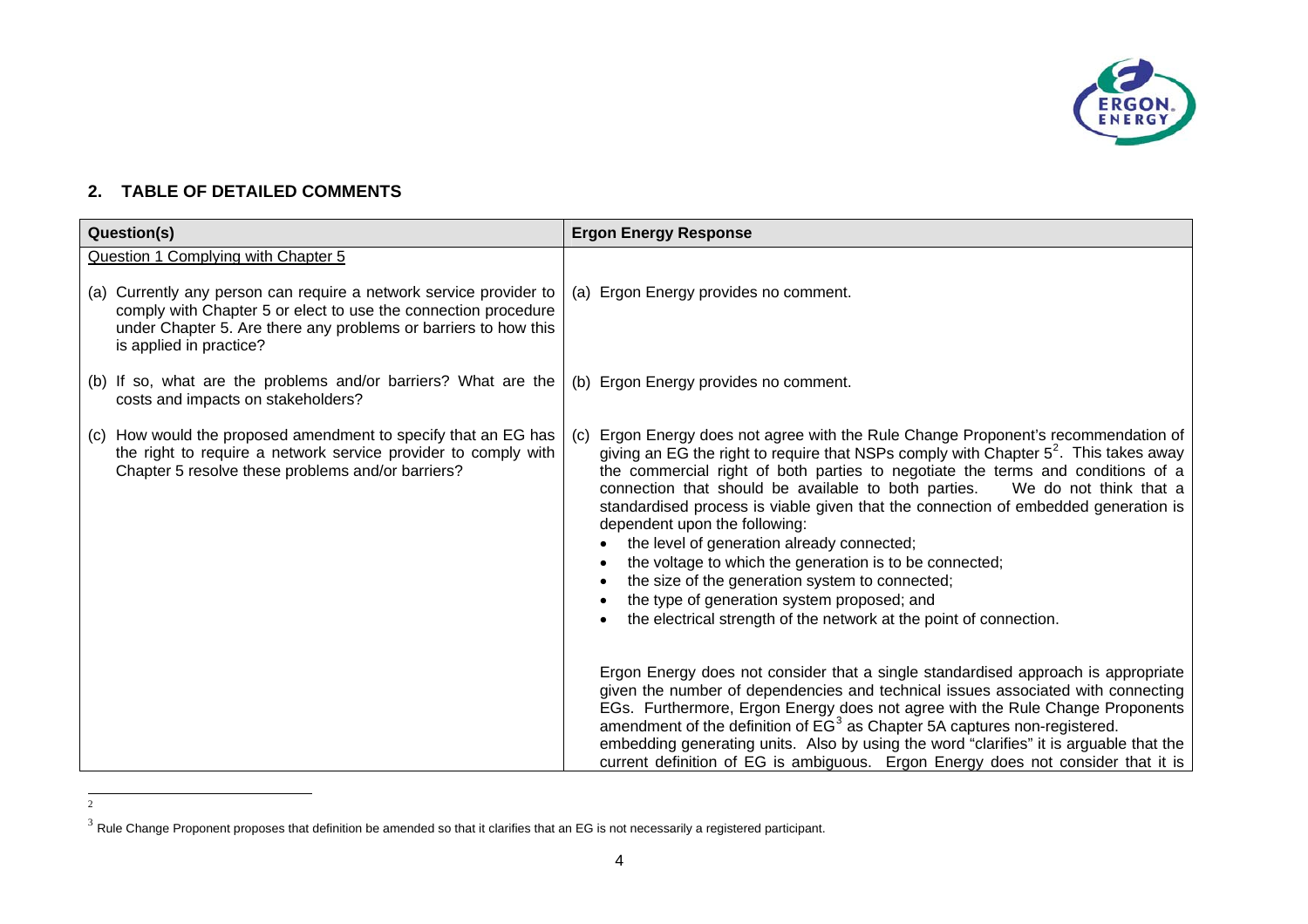## 2. TABLE OF DETAILED COMMENTS

| Question(s) | Ergon Energy Response |
|---|---|
| Question 1 Complying with Chapter 5 | |
| (a) Currently any person can require a network service provider to comply with Chapter 5 or elect to use the connection procedure under Chapter 5. Are there any problems or barriers to how this is applied in practice? | (a) Ergon Energy provides no comment. |
| (b) If so, what are the problems and/or barriers? What are the costs and impacts on stakeholders? | (b) Ergon Energy provides no comment. |
| (c) How would the proposed amendment to specify that an EG has the right to require a network service provider to comply with Chapter 5 resolve these problems and/or barriers? | (c) Ergon Energy does not agree with the Rule Change Proponent's recommendation of giving an EG the right to require that NSPs comply with Chapter 5[2]. This takes away the commercial right of both parties to negotiate the terms and conditions of a connection that should be available to both parties. We do not think that a standardised process is viable given that the connection of embedded generation is dependent upon the following:<br>• the level of generation already connected;<br>• the voltage to which the generation is to be connected;<br>• the size of the generation system to connected;<br>• the type of generation system proposed; and<br>• the electrical strength of the network at the point of connection.<br><br>Ergon Energy does not consider that a single standardised approach is appropriate given the number of dependencies and technical issues associated with connecting EGs. Furthermore, Ergon Energy does not agree with the Rule Change Proponents amendment of the definition of EG[3] as Chapter 5A captures non-registered. embedding generating units. Also by using the word "clarifies" it is arguable that the current definition of EG is ambiguous. Ergon Energy does not consider that it is |

[2]

[3] Rule Change Proponent proposes that definition be amended so that it clarifies that an EG is not necessarily a registered participant.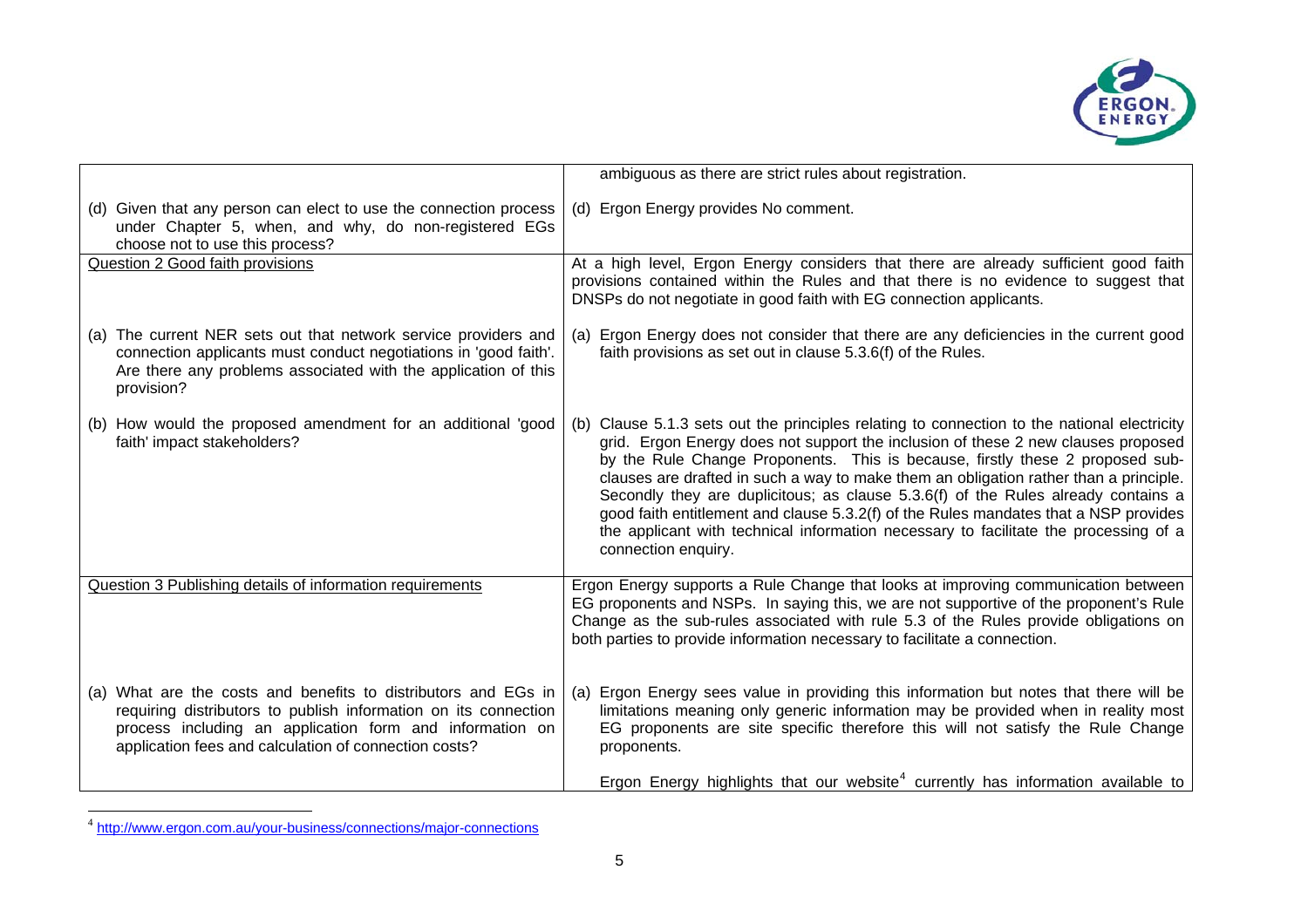| | |
|---|---|
| | ambiguous as there are strict rules about registration. |
| (d) Given that any person can elect to use the connection process under Chapter 5, when, and why, do non-registered EGs choose not to use this process? | (d) Ergon Energy provides No comment. |
| Question 2 Good faith provisions | At a high level, Ergon Energy considers that there are already sufficient good faith provisions contained within the Rules and that there is no evidence to suggest that DNSPs do not negotiate in good faith with EG connection applicants. |
| (a) The current NER sets out that network service providers and connection applicants must conduct negotiations in 'good faith'. Are there any problems associated with the application of this provision? | (a) Ergon Energy does not consider that there are any deficiencies in the current good faith provisions as set out in clause 5.3.6(f) of the Rules. |
| (b) How would the proposed amendment for an additional 'good faith' impact stakeholders? | (b) Clause 5.1.3 sets out the principles relating to connection to the national electricity grid. Ergon Energy does not support the inclusion of these 2 new clauses proposed by the Rule Change Proponents. This is because, firstly these 2 proposed sub-clauses are drafted in such a way to make them an obligation rather than a principle. Secondly they are duplicitous; as clause 5.3.6(f) of the Rules already contains a good faith entitlement and clause 5.3.2(f) of the Rules mandates that a NSP provides the applicant with technical information necessary to facilitate the processing of a connection enquiry. |
| Question 3 Publishing details of information requirements | Ergon Energy supports a Rule Change that looks at improving communication between EG proponents and NSPs. In saying this, we are not supportive of the proponent's Rule Change as the sub-rules associated with rule 5.3 of the Rules provide obligations on both parties to provide information necessary to facilitate a connection. |
| (a) What are the costs and benefits to distributors and EGs in requiring distributors to publish information on its connection process including an application form and information on application fees and calculation of connection costs? | (a) Ergon Energy sees value in providing this information but notes that there will be limitations meaning only generic information may be provided when in reality most EG proponents are site specific therefore this will not satisfy the Rule Change proponents.<br><br>Ergon Energy highlights that our website[4] currently has information available to |

[4] http://www.ergon.com.au/your-business/connections/major-connections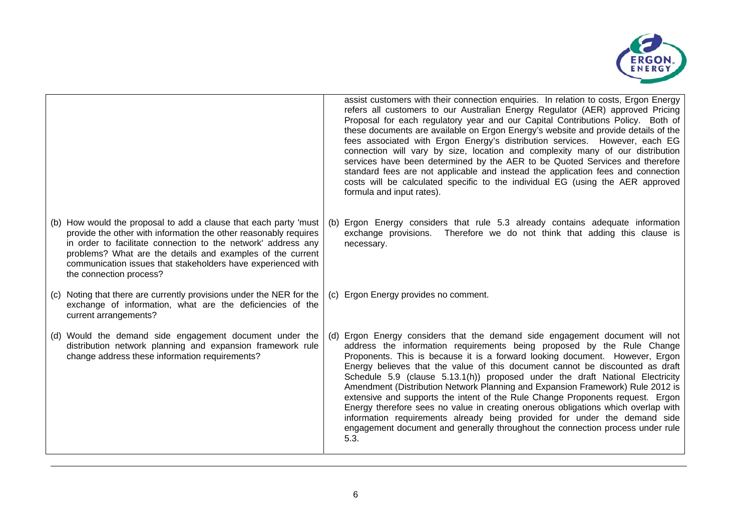| | |
|---|---|
| | assist customers with their connection enquiries. In relation to costs, Ergon Energy refers all customers to our Australian Energy Regulator (AER) approved Pricing Proposal for each regulatory year and our Capital Contributions Policy. Both of these documents are available on Ergon Energy's website and provide details of the fees associated with Ergon Energy's distribution services. However, each EG connection will vary by size, location and complexity many of our distribution services have been determined by the AER to be Quoted Services and therefore standard fees are not applicable and instead the application fees and connection costs will be calculated specific to the individual EG (using the AER approved formula and input rates). |
| (b) How would the proposal to add a clause that each party 'must provide the other with information the other reasonably requires in order to facilitate connection to the network' address any problems? What are the details and examples of the current communication issues that stakeholders have experienced with the connection process? | (b) Ergon Energy considers that rule 5.3 already contains adequate information exchange provisions. Therefore we do not think that adding this clause is necessary. |
| (c) Noting that there are currently provisions under the NER for the exchange of information, what are the deficiencies of the current arrangements? | (c) Ergon Energy provides no comment. |
| (d) Would the demand side engagement document under the distribution network planning and expansion framework rule change address these information requirements? | (d) Ergon Energy considers that the demand side engagement document will not address the information requirements being proposed by the Rule Change Proponents. This is because it is a forward looking document. However, Ergon Energy believes that the value of this document cannot be discounted as draft Schedule 5.9 (clause 5.13.1(h)) proposed under the draft National Electricity Amendment (Distribution Network Planning and Expansion Framework) Rule 2012 is extensive and supports the intent of the Rule Change Proponents request. Ergon Energy therefore sees no value in creating onerous obligations which overlap with information requirements already being provided for under the demand side engagement document and generally throughout the connection process under rule 5.3. |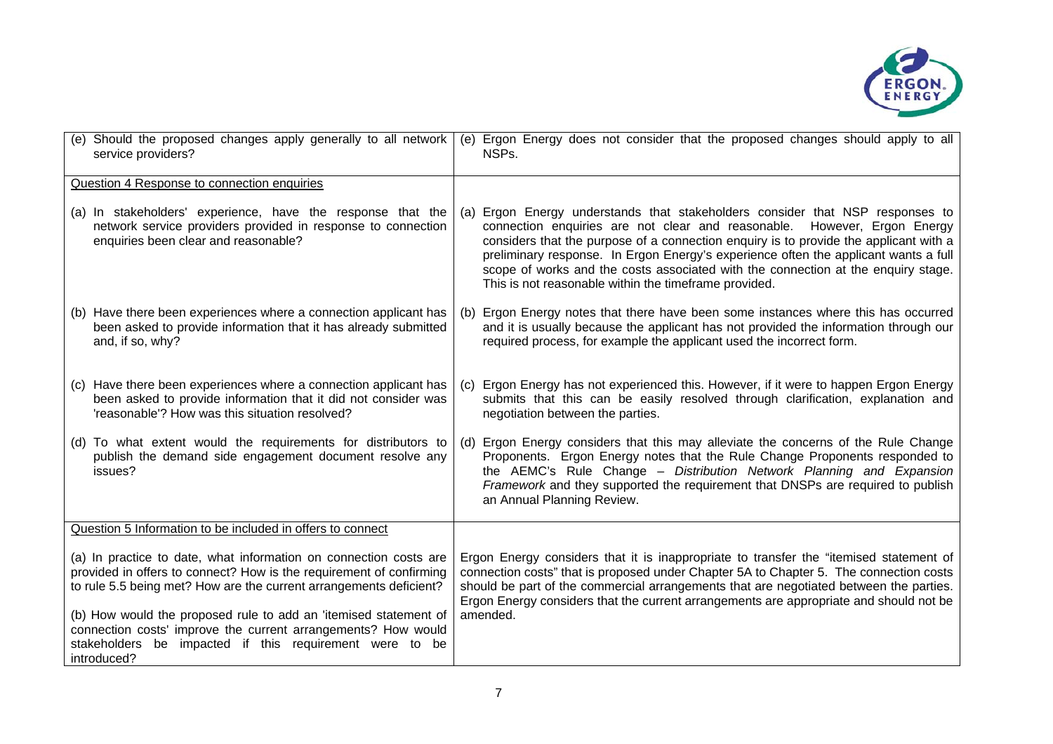| | |
|---|---|
| (e) Should the proposed changes apply generally to all network service providers? | (e) Ergon Energy does not consider that the proposed changes should apply to all NSPs. |
| Question 4 Response to connection enquiries | |
| (a) In stakeholders' experience, have the response that the network service providers provided in response to connection enquiries been clear and reasonable? | (a) Ergon Energy understands that stakeholders consider that NSP responses to connection enquiries are not clear and reasonable. However, Ergon Energy considers that the purpose of a connection enquiry is to provide the applicant with a preliminary response. In Ergon Energy's experience often the applicant wants a full scope of works and the costs associated with the connection at the enquiry stage. This is not reasonable within the timeframe provided. |
| (b) Have there been experiences where a connection applicant has been asked to provide information that it has already submitted and, if so, why? | (b) Ergon Energy notes that there have been some instances where this has occurred and it is usually because the applicant has not provided the information through our required process, for example the applicant used the incorrect form. |
| (c) Have there been experiences where a connection applicant has been asked to provide information that it did not consider was 'reasonable'? How was this situation resolved? | (c) Ergon Energy has not experienced this. However, if it were to happen Ergon Energy submits that this can be easily resolved through clarification, explanation and negotiation between the parties. |
| (d) To what extent would the requirements for distributors to publish the demand side engagement document resolve any issues? | (d) Ergon Energy considers that this may alleviate the concerns of the Rule Change Proponents. Ergon Energy notes that the Rule Change Proponents responded to the AEMC's Rule Change – *Distribution Network Planning and Expansion Framework* and they supported the requirement that DNSPs are required to publish an Annual Planning Review. |
| Question 5 Information to be included in offers to connect | |
| (a) In practice to date, what information on connection costs are provided in offers to connect? How is the requirement of confirming to rule 5.5 being met? How are the current arrangements deficient?<br><br>(b) How would the proposed rule to add an 'itemised statement of connection costs' improve the current arrangements? How would stakeholders be impacted if this requirement were to be introduced? | Ergon Energy considers that it is inappropriate to transfer the "itemised statement of connection costs" that is proposed under Chapter 5A to Chapter 5. The connection costs should be part of the commercial arrangements that are negotiated between the parties. Ergon Energy considers that the current arrangements are appropriate and should not be amended. |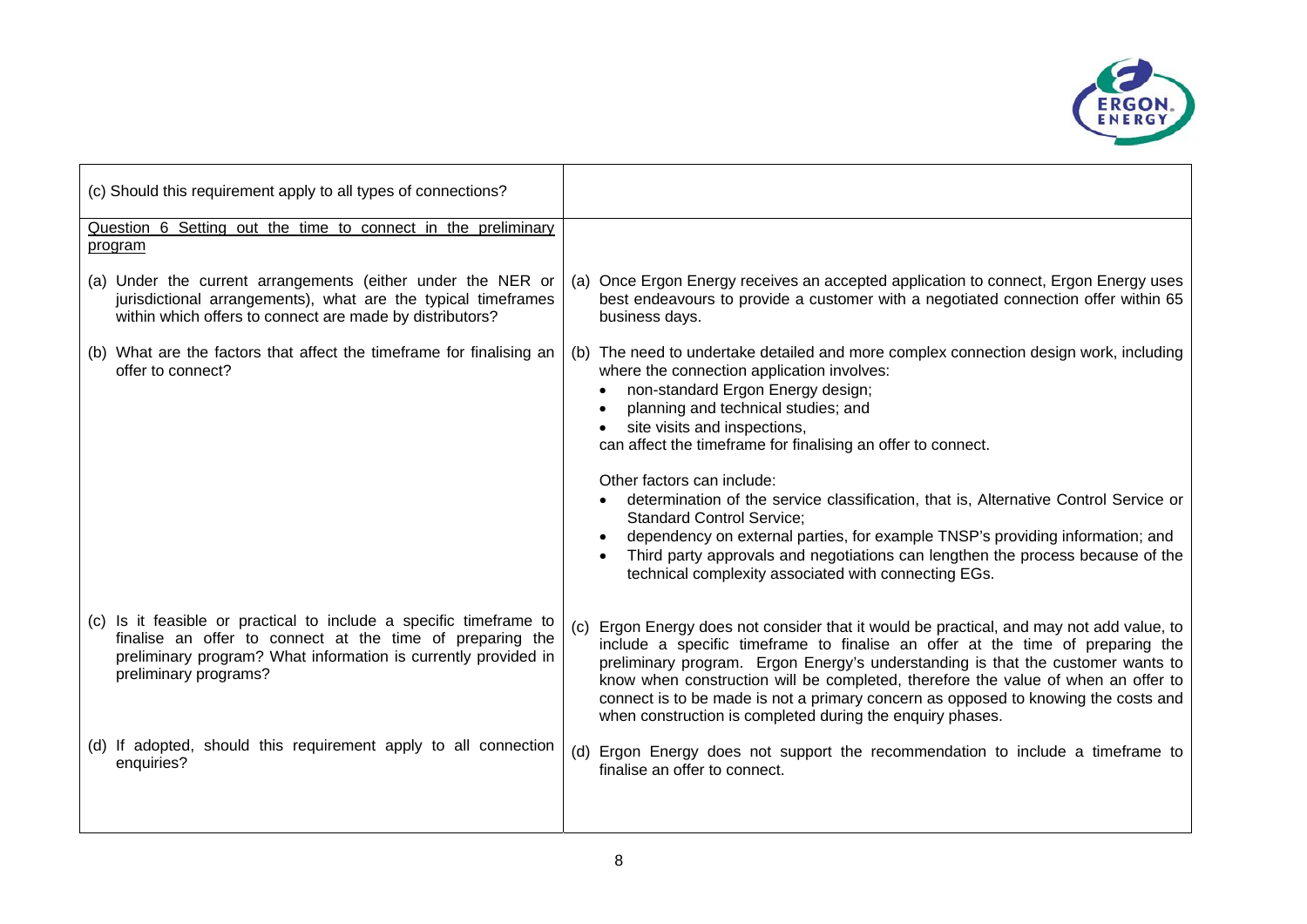| | |
|---|---|
| (c) Should this requirement apply to all types of connections? | |
| Question 6 Setting out the time to connect in the preliminary program | |
| (a) Under the current arrangements (either under the NER or jurisdictional arrangements), what are the typical timeframes within which offers to connect are made by distributors? | (a) Once Ergon Energy receives an accepted application to connect, Ergon Energy uses best endeavours to provide a customer with a negotiated connection offer within 65 business days. |
| (b) What are the factors that affect the timeframe for finalising an offer to connect? | (b) The need to undertake detailed and more complex connection design work, including where the connection application involves: <br>• non-standard Ergon Energy design; <br>• planning and technical studies; and <br>• site visits and inspections, <br>can affect the timeframe for finalising an offer to connect. <br><br>Other factors can include: <br>• determination of the service classification, that is, Alternative Control Service or Standard Control Service; <br>• dependency on external parties, for example TNSP's providing information; and <br>• Third party approvals and negotiations can lengthen the process because of the technical complexity associated with connecting EGs. |
| (c) Is it feasible or practical to include a specific timeframe to finalise an offer to connect at the time of preparing the preliminary program? What information is currently provided in preliminary programs? | (c) Ergon Energy does not consider that it would be practical, and may not add value, to include a specific timeframe to finalise an offer at the time of preparing the preliminary program. Ergon Energy's understanding is that the customer wants to know when construction will be completed, therefore the value of when an offer to connect is to be made is not a primary concern as opposed to knowing the costs and when construction is completed during the enquiry phases. |
| (d) If adopted, should this requirement apply to all connection enquiries? | (d) Ergon Energy does not support the recommendation to include a timeframe to finalise an offer to connect. |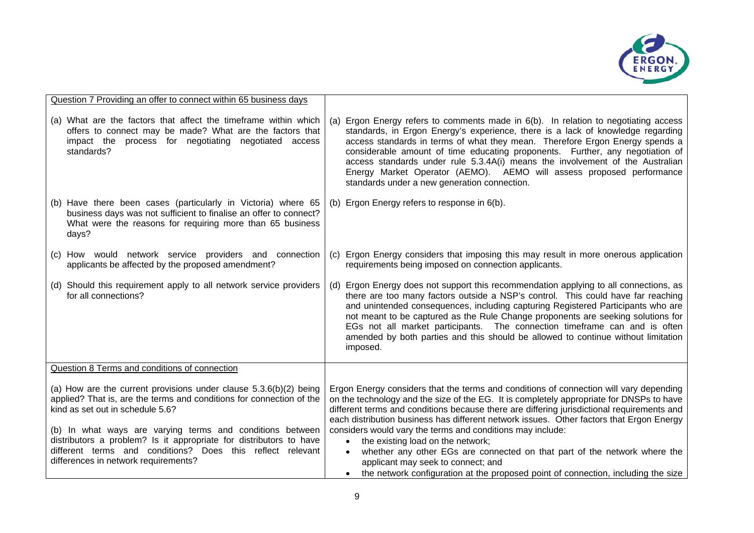| Question 7 Providing an offer to connect within 65 business days | |
|---|---|
| (a) What are the factors that affect the timeframe within which offers to connect may be made? What are the factors that impact the process for negotiating negotiated access standards? | (a) Ergon Energy refers to comments made in 6(b). In relation to negotiating access standards, in Ergon Energy's experience, there is a lack of knowledge regarding access standards in terms of what they mean. Therefore Ergon Energy spends a considerable amount of time educating proponents. Further, any negotiation of access standards under rule 5.3.4A(i) means the involvement of the Australian Energy Market Operator (AEMO). AEMO will assess proposed performance standards under a new generation connection. |
| (b) Have there been cases (particularly in Victoria) where 65 business days was not sufficient to finalise an offer to connect? What were the reasons for requiring more than 65 business days? | (b) Ergon Energy refers to response in 6(b). |
| (c) How would network service providers and connection applicants be affected by the proposed amendment? | (c) Ergon Energy considers that imposing this may result in more onerous application requirements being imposed on connection applicants. |
| (d) Should this requirement apply to all network service providers for all connections? | (d) Ergon Energy does not support this recommendation applying to all connections, as there are too many factors outside a NSP's control. This could have far reaching and unintended consequences, including capturing Registered Participants who are not meant to be captured as the Rule Change proponents are seeking solutions for EGs not all market participants. The connection timeframe can and is often amended by both parties and this should be allowed to continue without limitation imposed. |
| Question 8 Terms and conditions of connection | |
| (a) How are the current provisions under clause 5.3.6(b)(2) being applied? That is, are the terms and conditions for connection of the kind as set out in schedule 5.6?<br><br>(b) In what ways are varying terms and conditions between distributors a problem? Is it appropriate for distributors to have different terms and conditions? Does this reflect relevant differences in network requirements? | Ergon Energy considers that the terms and conditions of connection will vary depending on the technology and the size of the EG. It is completely appropriate for DNSPs to have different terms and conditions because there are differing jurisdictional requirements and each distribution business has different network issues. Other factors that Ergon Energy considers would vary the terms and conditions may include:<br>• the existing load on the network;<br>• whether any other EGs are connected on that part of the network where the applicant may seek to connect; and<br>• the network configuration at the proposed point of connection, including the size |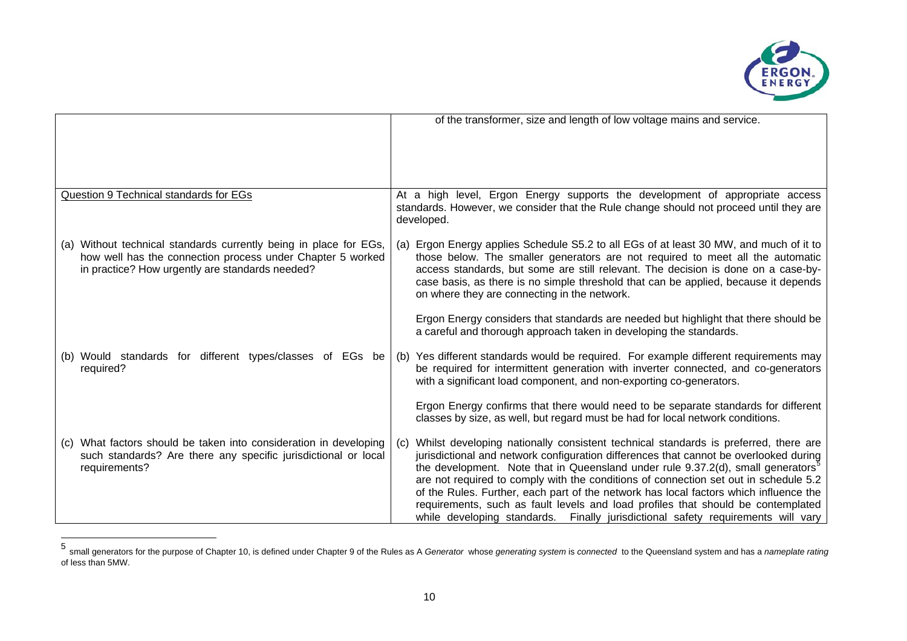| | |
|---|---|
| | of the transformer, size and length of low voltage mains and service. |
| Question 9 Technical standards for EGs | At a high level, Ergon Energy supports the development of appropriate access standards. However, we consider that the Rule change should not proceed until they are developed. |
| (a) Without technical standards currently being in place for EGs, how well has the connection process under Chapter 5 worked in practice? How urgently are standards needed? | (a) Ergon Energy applies Schedule S5.2 to all EGs of at least 30 MW, and much of it to those below. The smaller generators are not required to meet all the automatic access standards, but some are still relevant. The decision is done on a case-by-case basis, as there is no simple threshold that can be applied, because it depends on where they are connecting in the network.<br><br>Ergon Energy considers that standards are needed but highlight that there should be a careful and thorough approach taken in developing the standards. |
| (b) Would standards for different types/classes of EGs be required? | (b) Yes different standards would be required. For example different requirements may be required for intermittent generation with inverter connected, and co-generators with a significant load component, and non-exporting co-generators.<br><br>Ergon Energy confirms that there would need to be separate standards for different classes by size, as well, but regard must be had for local network conditions. |
| (c) What factors should be taken into consideration in developing such standards? Are there any specific jurisdictional or local requirements? | (c) Whilst developing nationally consistent technical standards is preferred, there are jurisdictional and network configuration differences that cannot be overlooked during the development. Note that in Queensland under rule 9.37.2(d), small generators[5] are not required to comply with the conditions of connection set out in schedule 5.2 of the Rules. Further, each part of the network has local factors which influence the requirements, such as fault levels and load profiles that should be contemplated while developing standards. Finally jurisdictional safety requirements will vary |

[5] small generators for the purpose of Chapter 10, is defined under Chapter 9 of the Rules as A *Generator* whose *generating system* is *connected* to the Queensland system and has a *nameplate rating* of less than 5MW.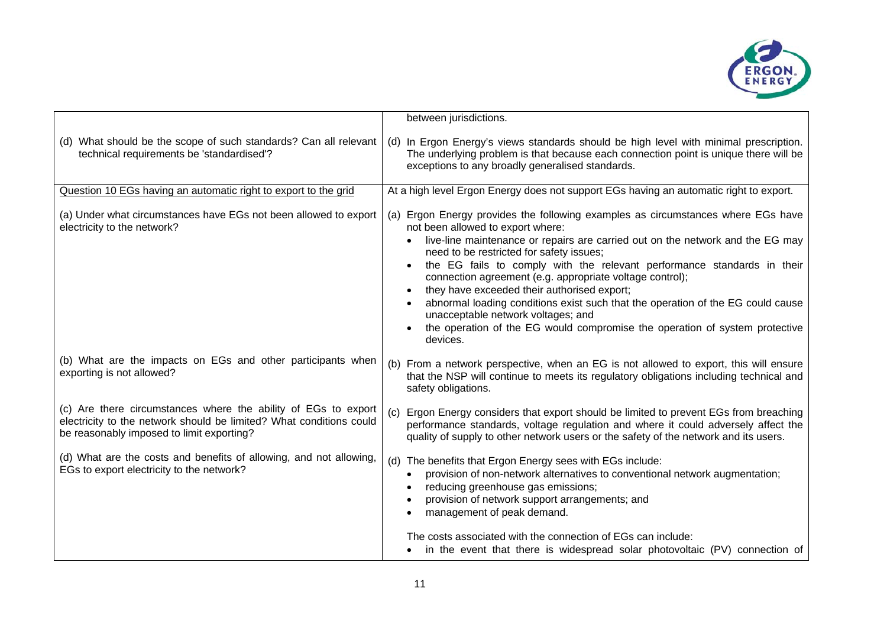| | |
|---|---|
| | between jurisdictions. |
| (d) What should be the scope of such standards? Can all relevant technical requirements be 'standardised'? | (d) In Ergon Energy's views standards should be high level with minimal prescription. The underlying problem is that because each connection point is unique there will be exceptions to any broadly generalised standards. |
| <u>Question 10 EGs having an automatic right to export to the grid</u> | At a high level Ergon Energy does not support EGs having an automatic right to export. |
| (a) Under what circumstances have EGs not been allowed to export electricity to the network? | (a) Ergon Energy provides the following examples as circumstances where EGs have not been allowed to export where:<br>• live-line maintenance or repairs are carried out on the network and the EG may need to be restricted for safety issues;<br>• the EG fails to comply with the relevant performance standards in their connection agreement (e.g. appropriate voltage control);<br>• they have exceeded their authorised export;<br>• abnormal loading conditions exist such that the operation of the EG could cause unacceptable network voltages; and<br>• the operation of the EG would compromise the operation of system protective devices. |
| (b) What are the impacts on EGs and other participants when exporting is not allowed? | (b) From a network perspective, when an EG is not allowed to export, this will ensure that the NSP will continue to meets its regulatory obligations including technical and safety obligations. |
| (c) Are there circumstances where the ability of EGs to export electricity to the network should be limited? What conditions could be reasonably imposed to limit exporting? | (c) Ergon Energy considers that export should be limited to prevent EGs from breaching performance standards, voltage regulation and where it could adversely affect the quality of supply to other network users or the safety of the network and its users. |
| (d) What are the costs and benefits of allowing, and not allowing, EGs to export electricity to the network? | (d) The benefits that Ergon Energy sees with EGs include:<br>• provision of non-network alternatives to conventional network augmentation;<br>• reducing greenhouse gas emissions;<br>• provision of network support arrangements; and<br>• management of peak demand.<br><br>The costs associated with the connection of EGs can include:<br>• in the event that there is widespread solar photovoltaic (PV) connection of |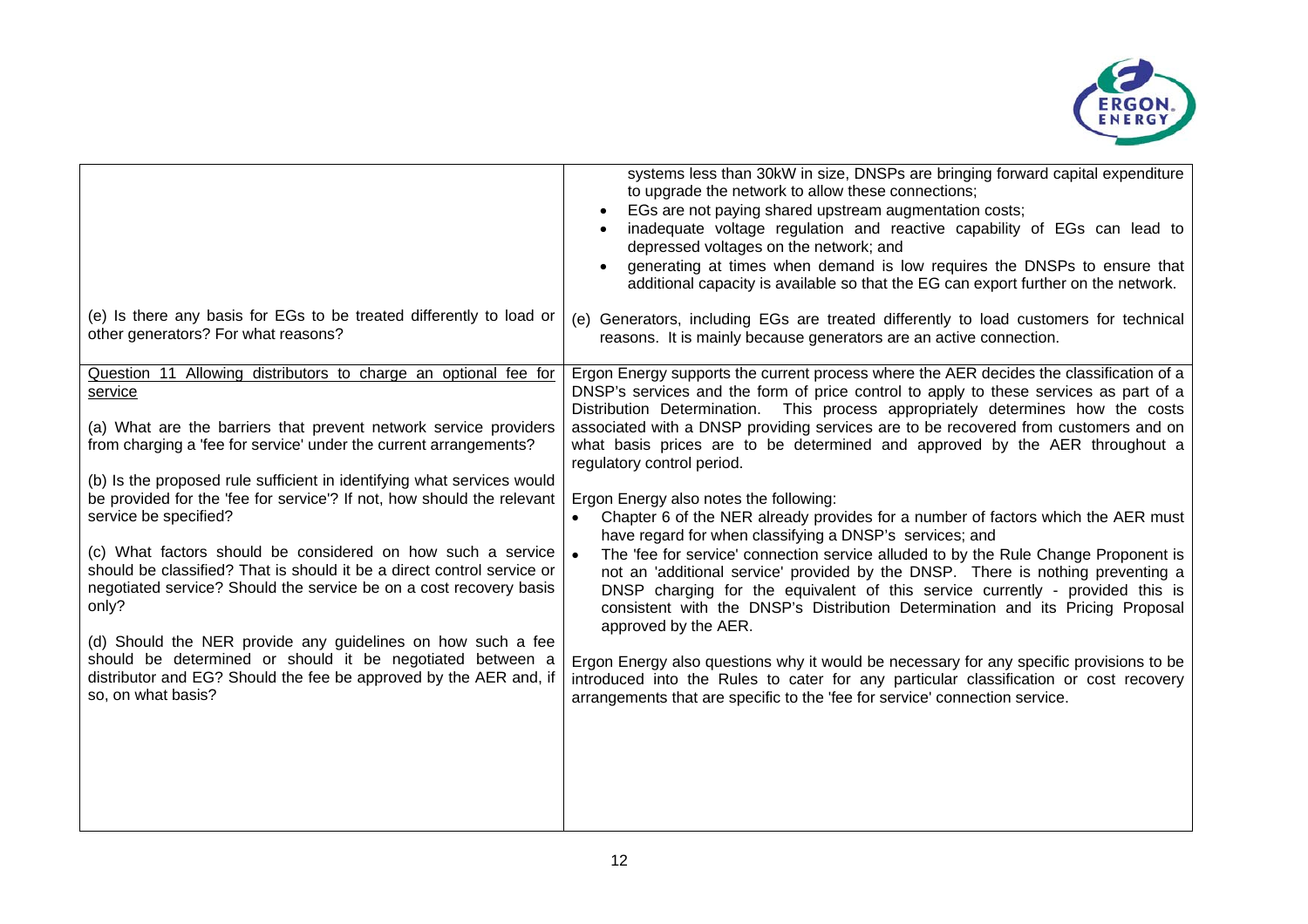| | |
|---|---|
| | systems less than 30kW in size, DNSPs are bringing forward capital expenditure to upgrade the network to allow these connections;<br>• EGs are not paying shared upstream augmentation costs;<br>• inadequate voltage regulation and reactive capability of EGs can lead to depressed voltages on the network; and<br>• generating at times when demand is low requires the DNSPs to ensure that additional capacity is available so that the EG can export further on the network. |
| (e) Is there any basis for EGs to be treated differently to load or other generators? For what reasons? | (e) Generators, including EGs are treated differently to load customers for technical reasons. It is mainly because generators are an active connection. |
| <u>Question 11 Allowing distributors to charge an optional fee for service</u><br><br>(a) What are the barriers that prevent network service providers from charging a 'fee for service' under the current arrangements?<br><br>(b) Is the proposed rule sufficient in identifying what services would be provided for the 'fee for service'? If not, how should the relevant service be specified?<br><br>(c) What factors should be considered on how such a service should be classified? That is should it be a direct control service or negotiated service? Should the service be on a cost recovery basis only?<br><br>(d) Should the NER provide any guidelines on how such a fee should be determined or should it be negotiated between a distributor and EG? Should the fee be approved by the AER and, if so, on what basis? | Ergon Energy supports the current process where the AER decides the classification of a DNSP's services and the form of price control to apply to these services as part of a Distribution Determination. This process appropriately determines how the costs associated with a DNSP providing services are to be recovered from customers and on what basis prices are to be determined and approved by the AER throughout a regulatory control period.<br><br>Ergon Energy also notes the following:<br>• Chapter 6 of the NER already provides for a number of factors which the AER must have regard for when classifying a DNSP's services; and<br>• The 'fee for service' connection service alluded to by the Rule Change Proponent is not an 'additional service' provided by the DNSP. There is nothing preventing a DNSP charging for the equivalent of this service currently - provided this is consistent with the DNSP's Distribution Determination and its Pricing Proposal approved by the AER.<br><br>Ergon Energy also questions why it would be necessary for any specific provisions to be introduced into the Rules to cater for any particular classification or cost recovery arrangements that are specific to the 'fee for service' connection service. |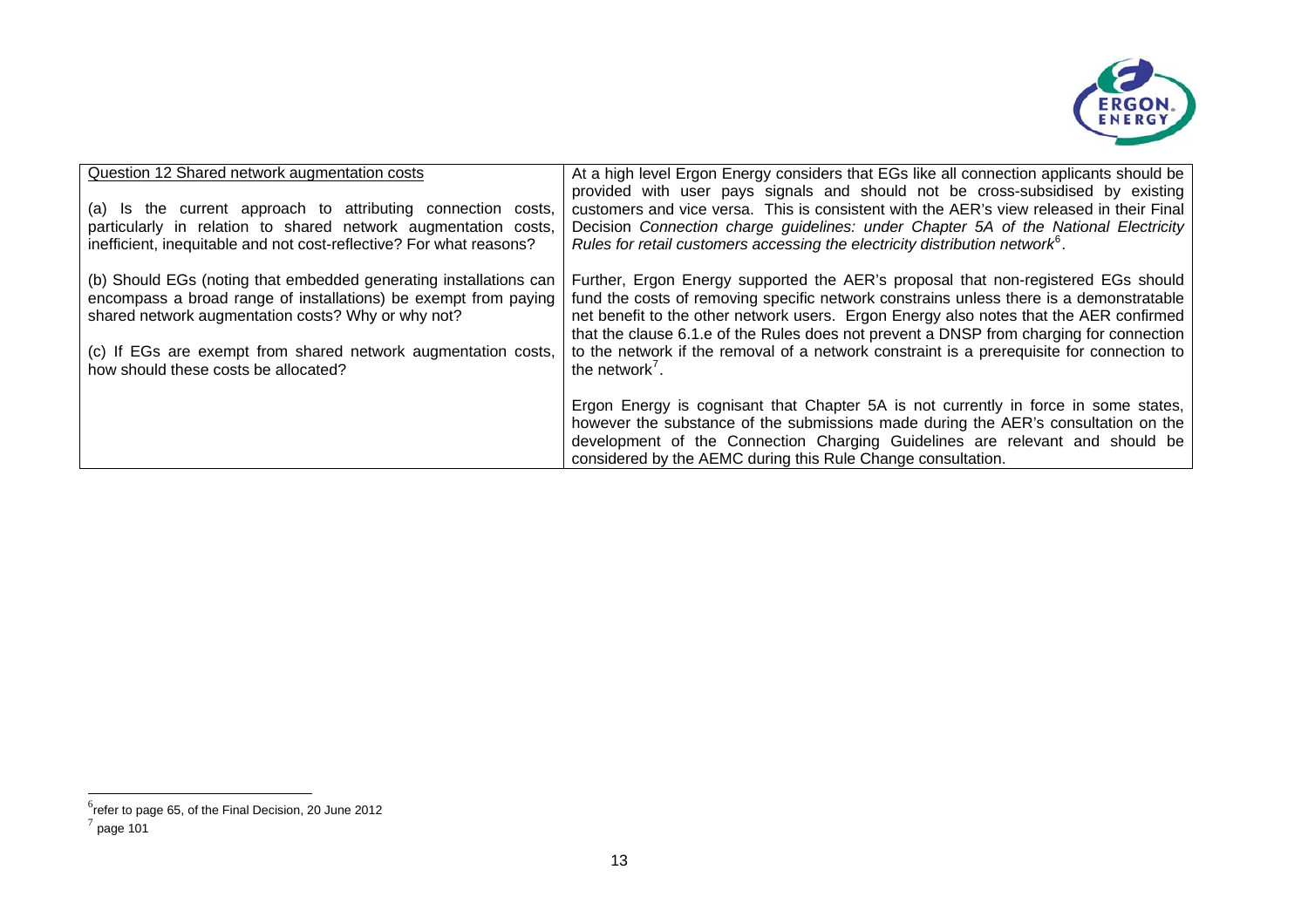| | |
|---|---|
| Question 12 Shared network augmentation costs<br><br>(a) Is the current approach to attributing connection costs, particularly in relation to shared network augmentation costs, inefficient, inequitable and not cost-reflective? For what reasons?<br><br>(b) Should EGs (noting that embedded generating installations can encompass a broad range of installations) be exempt from paying shared network augmentation costs? Why or why not?<br><br>(c) If EGs are exempt from shared network augmentation costs, how should these costs be allocated? | At a high level Ergon Energy considers that EGs like all connection applicants should be provided with user pays signals and should not be cross-subsidised by existing customers and vice versa. This is consistent with the AER's view released in their Final Decision *Connection charge guidelines: under Chapter 5A of the National Electricity Rules for retail customers accessing the electricity distribution network*[6].<br><br>Further, Ergon Energy supported the AER's proposal that non-registered EGs should fund the costs of removing specific network constrains unless there is a demonstratable net benefit to the other network users. Ergon Energy also notes that the AER confirmed that the clause 6.1.e of the Rules does not prevent a DNSP from charging for connection to the network if the removal of a network constraint is a prerequisite for connection to the network[7].<br><br>Ergon Energy is cognisant that Chapter 5A is not currently in force in some states, however the substance of the submissions made during the AER's consultation on the development of the Connection Charging Guidelines are relevant and should be considered by the AEMC during this Rule Change consultation. |

[6] refer to page 65, of the Final Decision, 20 June 2012

[7] page 101